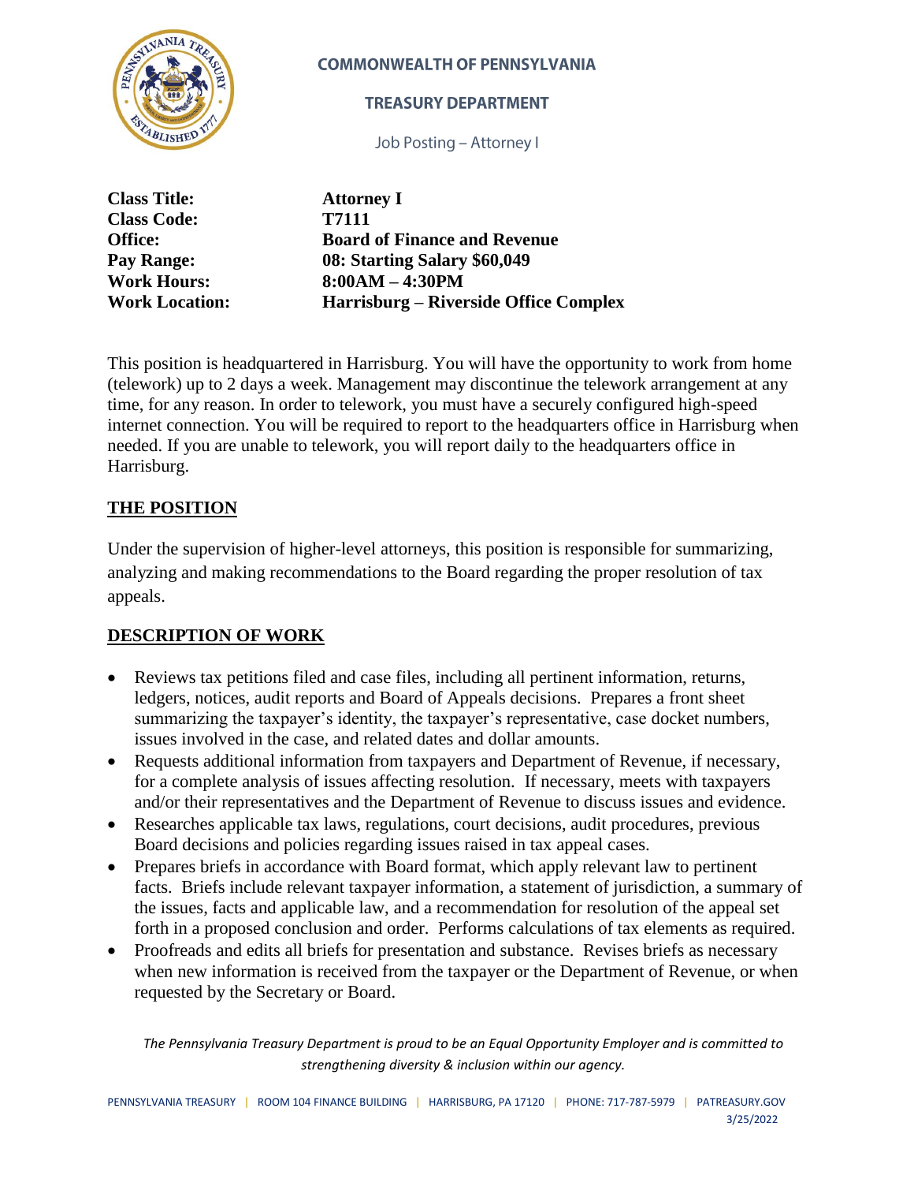**COMMONWEALTH OF PENNSYLVANIA**

**TREASURY DEPARTMENT**

Job Posting – Attorney I

| | |
|---|---|
| **Class Title:** | **Attorney I** |
| **Class Code:** | **T7111** |
| **Office:** | **Board of Finance and Revenue** |
| **Pay Range:** | **08: Starting Salary $60,049** |
| **Work Hours:** | **8:00AM – 4:30PM** |
| **Work Location:** | **Harrisburg – Riverside Office Complex** |

This position is headquartered in Harrisburg. You will have the opportunity to work from home (telework) up to 2 days a week. Management may discontinue the telework arrangement at any time, for any reason. In order to telework, you must have a securely configured high-speed internet connection. You will be required to report to the headquarters office in Harrisburg when needed. If you are unable to telework, you will report daily to the headquarters office in Harrisburg.

## THE POSITION

Under the supervision of higher-level attorneys, this position is responsible for summarizing, analyzing and making recommendations to the Board regarding the proper resolution of tax appeals.

## DESCRIPTION OF WORK

- Reviews tax petitions filed and case files, including all pertinent information, returns, ledgers, notices, audit reports and Board of Appeals decisions. Prepares a front sheet summarizing the taxpayer's identity, the taxpayer's representative, case docket numbers, issues involved in the case, and related dates and dollar amounts.
- Requests additional information from taxpayers and Department of Revenue, if necessary, for a complete analysis of issues affecting resolution. If necessary, meets with taxpayers and/or their representatives and the Department of Revenue to discuss issues and evidence.
- Researches applicable tax laws, regulations, court decisions, audit procedures, previous Board decisions and policies regarding issues raised in tax appeal cases.
- Prepares briefs in accordance with Board format, which apply relevant law to pertinent facts. Briefs include relevant taxpayer information, a statement of jurisdiction, a summary of the issues, facts and applicable law, and a recommendation for resolution of the appeal set forth in a proposed conclusion and order. Performs calculations of tax elements as required.
- Proofreads and edits all briefs for presentation and substance. Revises briefs as necessary when new information is received from the taxpayer or the Department of Revenue, or when requested by the Secretary or Board.

*The Pennsylvania Treasury Department is proud to be an Equal Opportunity Employer and is committed to strengthening diversity & inclusion within our agency.*

PENNSYLVANIA TREASURY | ROOM 104 FINANCE BUILDING | HARRISBURG, PA 17120 | PHONE: 717-787-5979 | PATREASURY.GOV

3/25/2022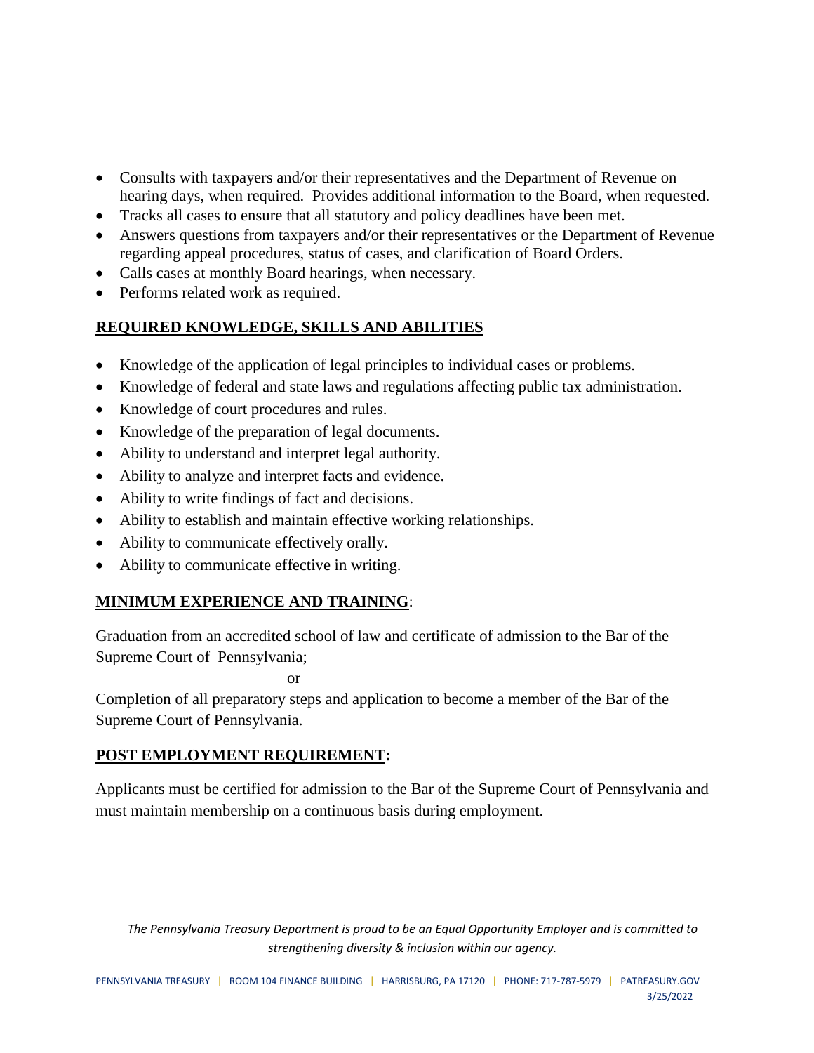- Consults with taxpayers and/or their representatives and the Department of Revenue on hearing days, when required. Provides additional information to the Board, when requested.
- Tracks all cases to ensure that all statutory and policy deadlines have been met.
- Answers questions from taxpayers and/or their representatives or the Department of Revenue regarding appeal procedures, status of cases, and clarification of Board Orders.
- Calls cases at monthly Board hearings, when necessary.
- Performs related work as required.

## REQUIRED KNOWLEDGE, SKILLS AND ABILITIES

- Knowledge of the application of legal principles to individual cases or problems.
- Knowledge of federal and state laws and regulations affecting public tax administration.
- Knowledge of court procedures and rules.
- Knowledge of the preparation of legal documents.
- Ability to understand and interpret legal authority.
- Ability to analyze and interpret facts and evidence.
- Ability to write findings of fact and decisions.
- Ability to establish and maintain effective working relationships.
- Ability to communicate effectively orally.
- Ability to communicate effective in writing.

## MINIMUM EXPERIENCE AND TRAINING:

Graduation from an accredited school of law and certificate of admission to the Bar of the Supreme Court of Pennsylvania;

or

Completion of all preparatory steps and application to become a member of the Bar of the Supreme Court of Pennsylvania.

## POST EMPLOYMENT REQUIREMENT:

Applicants must be certified for admission to the Bar of the Supreme Court of Pennsylvania and must maintain membership on a continuous basis during employment.

*The Pennsylvania Treasury Department is proud to be an Equal Opportunity Employer and is committed to strengthening diversity & inclusion within our agency.*

PENNSYLVANIA TREASURY | ROOM 104 FINANCE BUILDING | HARRISBURG, PA 17120 | PHONE: 717-787-5979 | PATREASURY.GOV

3/25/2022